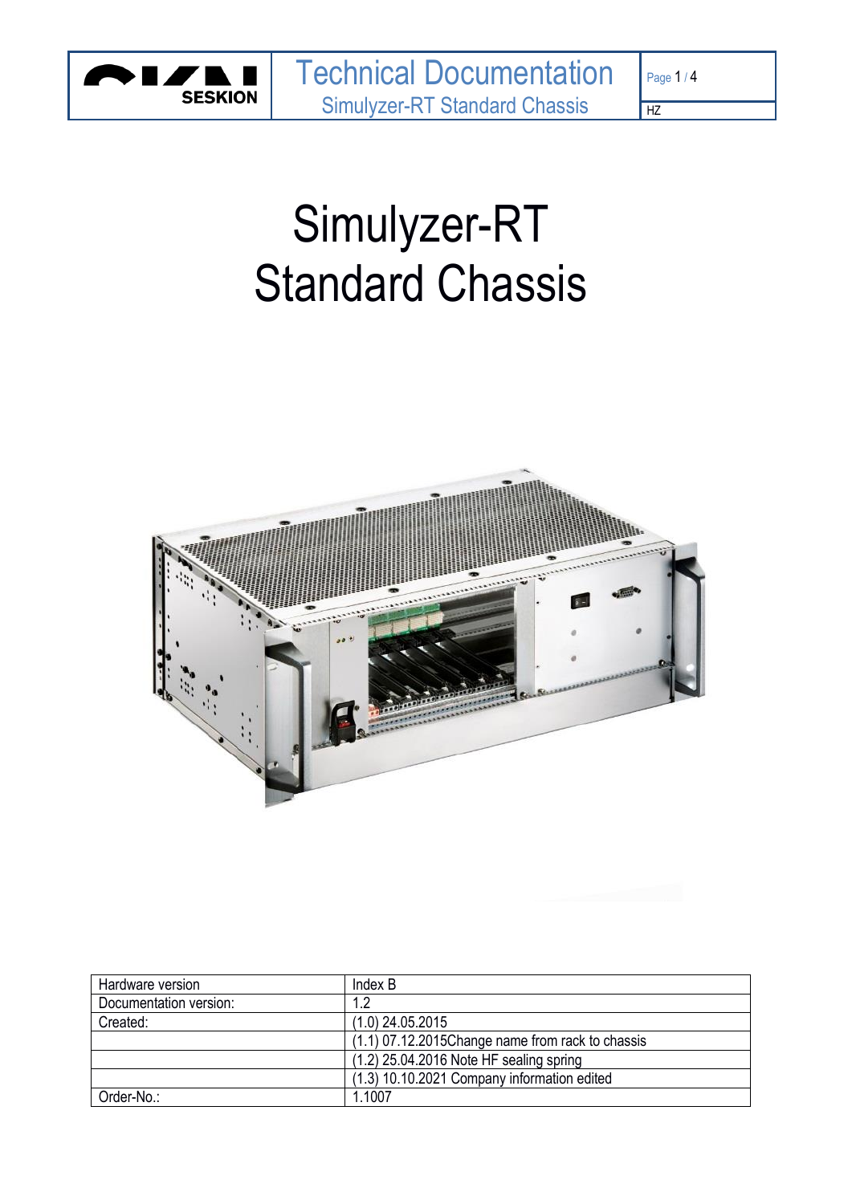# Simulyzer-RT Standard Chassis

| Hardware version | Index B |
|---|---|
| Documentation version: | 1.2 |
| Created: | (1.0) 24.05.2015 |
| | (1.1) 07.12.2015Change name from rack to chassis |
| | (1.2) 25.04.2016 Note HF sealing spring |
| | (1.3) 10.10.2021 Company information edited |
| Order-No.: | 1.1007 |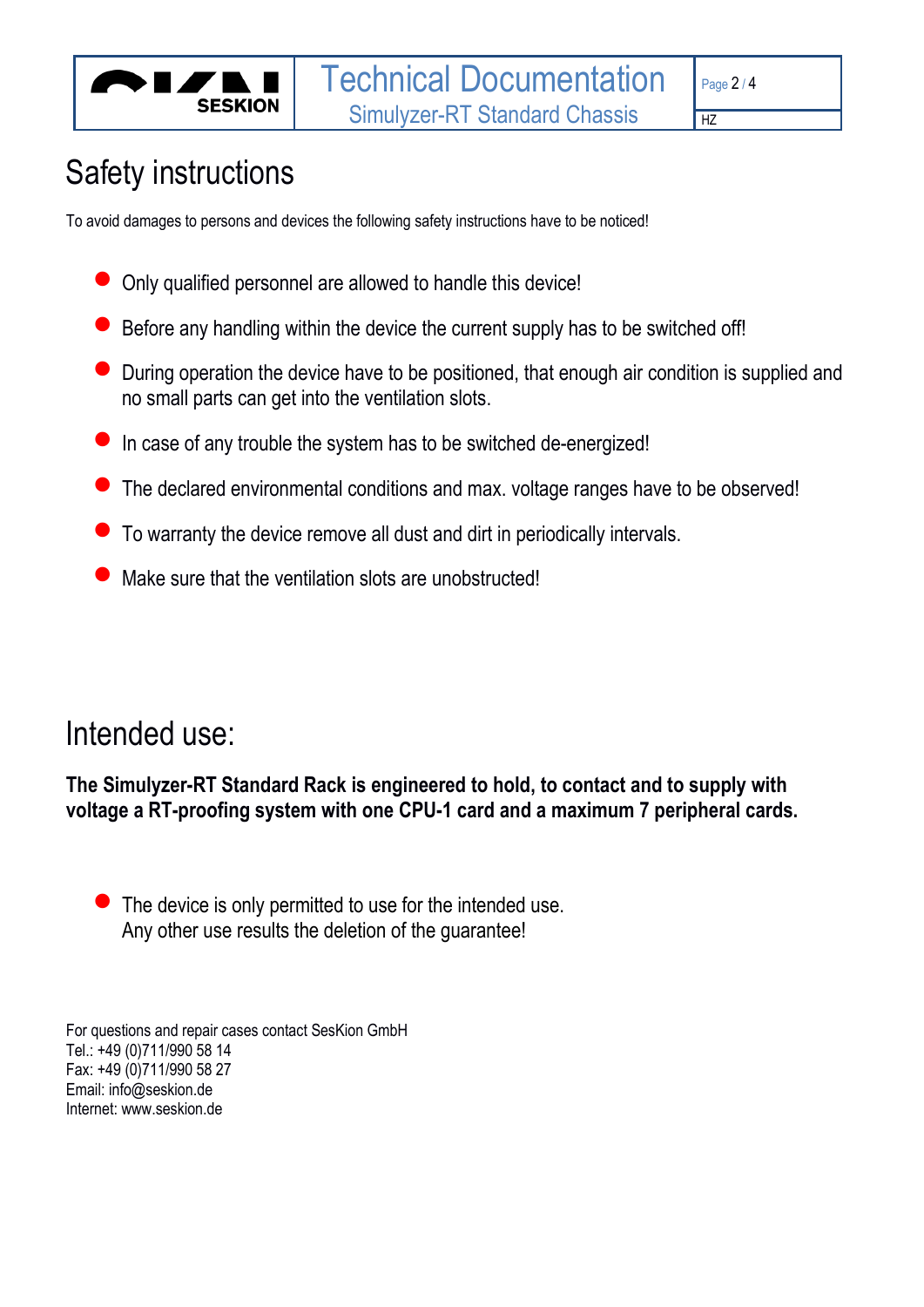# Safety instructions

To avoid damages to persons and devices the following safety instructions have to be noticed!

- Only qualified personnel are allowed to handle this device!
- Before any handling within the device the current supply has to be switched off!
- During operation the device have to be positioned, that enough air condition is supplied and no small parts can get into the ventilation slots.
- In case of any trouble the system has to be switched de-energized!
- The declared environmental conditions and max. voltage ranges have to be observed!
- To warranty the device remove all dust and dirt in periodically intervals.
- Make sure that the ventilation slots are unobstructed!

# Intended use:

**The Simulyzer-RT Standard Rack is engineered to hold, to contact and to supply with voltage a RT-proofing system with one CPU-1 card and a maximum 7 peripheral cards.**

- The device is only permitted to use for the intended use.
  Any other use results the deletion of the guarantee!

For questions and repair cases contact SesKion GmbH
Tel.: +49 (0)711/990 58 14
Fax: +49 (0)711/990 58 27
Email: info@seskion.de
Internet: www.seskion.de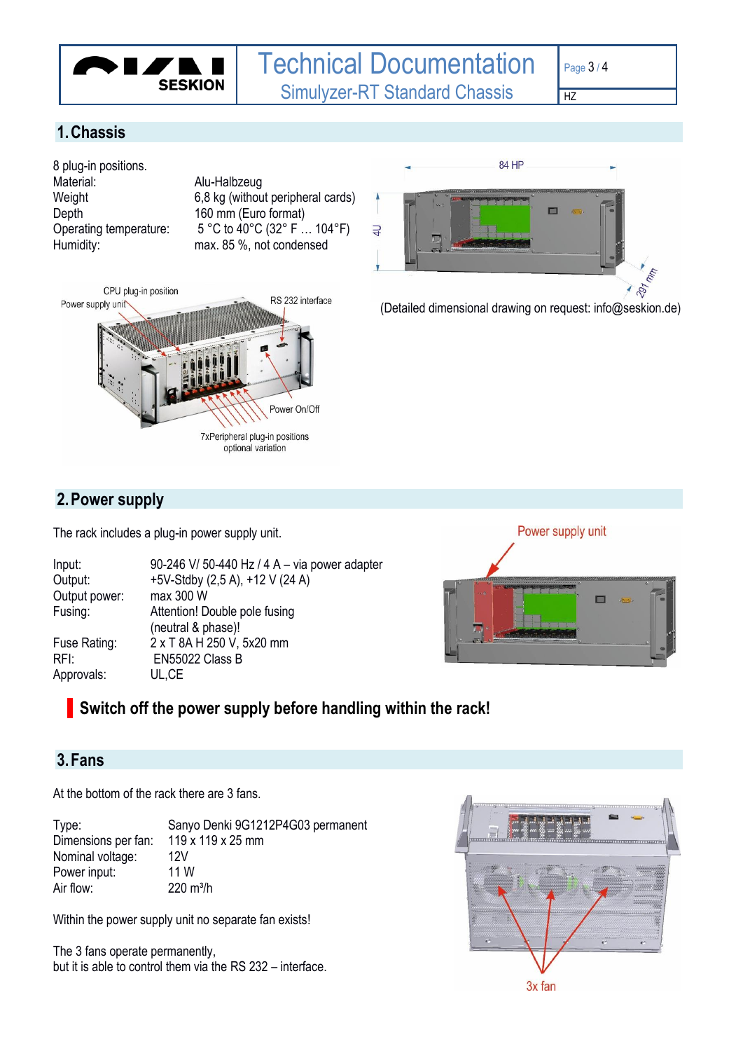## 1. Chassis

8 plug-in positions.

| | |
|---|---|
| Material: | Alu-Halbzeug |
| Weight | 6,8 kg (without peripheral cards) |
| Depth | 160 mm (Euro format) |
| Operating temperature: | 5 °C to 40°C (32° F … 104°F) |
| Humidity: | max. 85 %, not condensed |

(Detailed dimensional drawing on request: info@seskion.de)

## 2. Power supply

The rack includes a plug-in power supply unit.

| | |
|---|---|
| Input: | 90-246 V/ 50-440 Hz / 4 A – via power adapter |
| Output: | +5V-Stdby (2,5 A), +12 V (24 A) |
| Output power: | max 300 W |
| Fusing: | Attention! Double pole fusing (neutral & phase)! |
| Fuse Rating: | 2 x T 8A H 250 V, 5x20 mm |
| RFI: | EN55022 Class B |
| Approvals: | UL,CE |

**Switch off the power supply before handling within the rack!**

## 3. Fans

At the bottom of the rack there are 3 fans.

| | |
|---|---|
| Type: | Sanyo Denki 9G1212P4G03 permanent |
| Dimensions per fan: | 119 x 119 x 25 mm |
| Nominal voltage: | 12V |
| Power input: | 11 W |
| Air flow: | 220 m³/h |

Within the power supply unit no separate fan exists!

The 3 fans operate permanently,
but it is able to control them via the RS 232 – interface.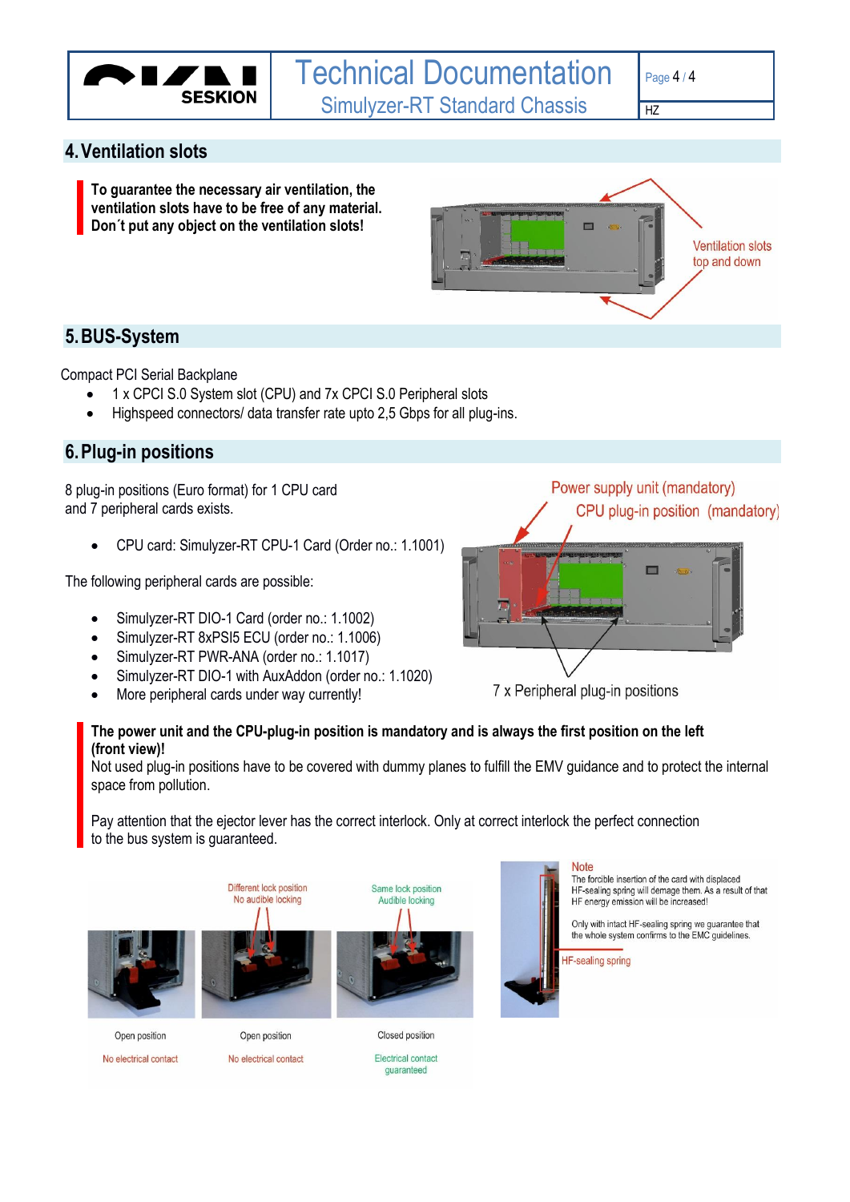## 4. Ventilation slots

**To guarantee the necessary air ventilation, the ventilation slots have to be free of any material. Don´t put any object on the ventilation slots!**

Ventilation slots top and down

## 5. BUS-System

Compact PCI Serial Backplane

- 1 x CPCI S.0 System slot (CPU) and 7x CPCI S.0 Peripheral slots
- Highspeed connectors/ data transfer rate upto 2,5 Gbps for all plug-ins.

## 6. Plug-in positions

8 plug-in positions (Euro format) for 1 CPU card and 7 peripheral cards exists.

- CPU card: Simulyzer-RT CPU-1 Card (Order no.: 1.1001)

The following peripheral cards are possible:

- Simulyzer-RT DIO-1 Card (order no.: 1.1002)
- Simulyzer-RT 8xPSI5 ECU (order no.: 1.1006)
- Simulyzer-RT PWR-ANA (order no.: 1.1017)
- Simulyzer-RT DIO-1 with AuxAddon (order no.: 1.1020)
- More peripheral cards under way currently!

Power supply unit (mandatory)

CPU plug-in position (mandatory)

7 x Peripheral plug-in positions

**The power unit and the CPU-plug-in position is mandatory and is always the first position on the left (front view)!**

Not used plug-in positions have to be covered with dummy planes to fulfill the EMV guidance and to protect the internal space from pollution.

Pay attention that the ejector lever has the correct interlock. Only at correct interlock the perfect connection to the bus system is guaranteed.

Different lock position
No audible locking

Same lock position
Audible locking

Open position
No electrical contact

Open position
No electrical contact

Closed position
Electrical contact guaranteed

Note

The forcible insertion of the card with displaced HF-sealing spring will damage them. As a result of that HF energy emission will be increased!

Only with intact HF-sealing spring we guarantee that the whole system confirms to the EMC guidelines.

HF-sealing spring